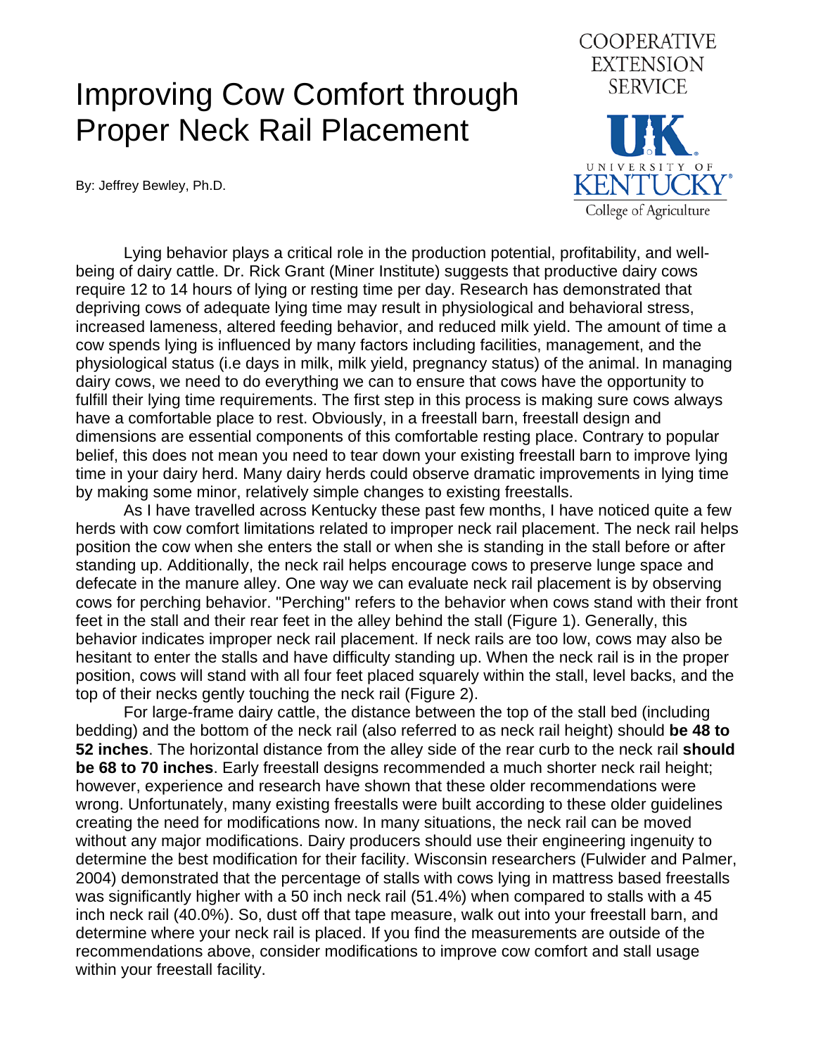# Improving Cow Comfort through Proper Neck Rail Placement

COOPERATIVE EXTENSION SERVICE

UNIVERSITY OF KENTUCKY
College of Agriculture

By: Jeffrey Bewley, Ph.D.

Lying behavior plays a critical role in the production potential, profitability, and well-being of dairy cattle. Dr. Rick Grant (Miner Institute) suggests that productive dairy cows require 12 to 14 hours of lying or resting time per day. Research has demonstrated that depriving cows of adequate lying time may result in physiological and behavioral stress, increased lameness, altered feeding behavior, and reduced milk yield. The amount of time a cow spends lying is influenced by many factors including facilities, management, and the physiological status (i.e days in milk, milk yield, pregnancy status) of the animal. In managing dairy cows, we need to do everything we can to ensure that cows have the opportunity to fulfill their lying time requirements. The first step in this process is making sure cows always have a comfortable place to rest. Obviously, in a freestall barn, freestall design and dimensions are essential components of this comfortable resting place. Contrary to popular belief, this does not mean you need to tear down your existing freestall barn to improve lying time in your dairy herd. Many dairy herds could observe dramatic improvements in lying time by making some minor, relatively simple changes to existing freestalls.

As I have travelled across Kentucky these past few months, I have noticed quite a few herds with cow comfort limitations related to improper neck rail placement. The neck rail helps position the cow when she enters the stall or when she is standing in the stall before or after standing up. Additionally, the neck rail helps encourage cows to preserve lunge space and defecate in the manure alley. One way we can evaluate neck rail placement is by observing cows for perching behavior. "Perching" refers to the behavior when cows stand with their front feet in the stall and their rear feet in the alley behind the stall (Figure 1). Generally, this behavior indicates improper neck rail placement. If neck rails are too low, cows may also be hesitant to enter the stalls and have difficulty standing up. When the neck rail is in the proper position, cows will stand with all four feet placed squarely within the stall, level backs, and the top of their necks gently touching the neck rail (Figure 2).

For large-frame dairy cattle, the distance between the top of the stall bed (including bedding) and the bottom of the neck rail (also referred to as neck rail height) should **be 48 to 52 inches**. The horizontal distance from the alley side of the rear curb to the neck rail **should be 68 to 70 inches**. Early freestall designs recommended a much shorter neck rail height; however, experience and research have shown that these older recommendations were wrong. Unfortunately, many existing freestalls were built according to these older guidelines creating the need for modifications now. In many situations, the neck rail can be moved without any major modifications. Dairy producers should use their engineering ingenuity to determine the best modification for their facility. Wisconsin researchers (Fulwider and Palmer, 2004) demonstrated that the percentage of stalls with cows lying in mattress based freestalls was significantly higher with a 50 inch neck rail (51.4%) when compared to stalls with a 45 inch neck rail (40.0%). So, dust off that tape measure, walk out into your freestall barn, and determine where your neck rail is placed. If you find the measurements are outside of the recommendations above, consider modifications to improve cow comfort and stall usage within your freestall facility.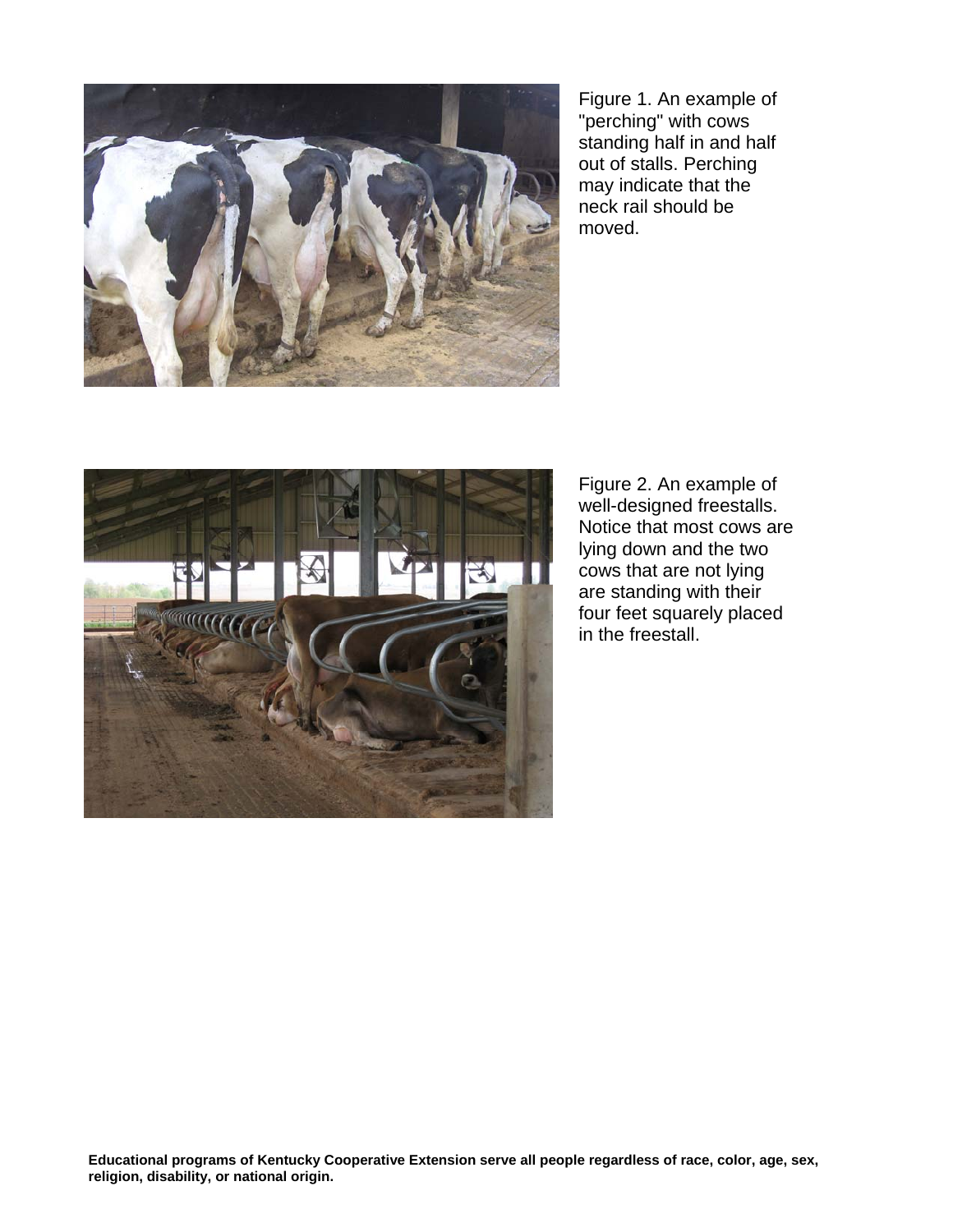Figure 1. An example of "perching" with cows standing half in and half out of stalls. Perching may indicate that the neck rail should be moved.

Figure 2. An example of well-designed freestalls. Notice that most cows are lying down and the two cows that are not lying are standing with their four feet squarely placed in the freestall.

**Educational programs of Kentucky Cooperative Extension serve all people regardless of race, color, age, sex, religion, disability, or national origin.**